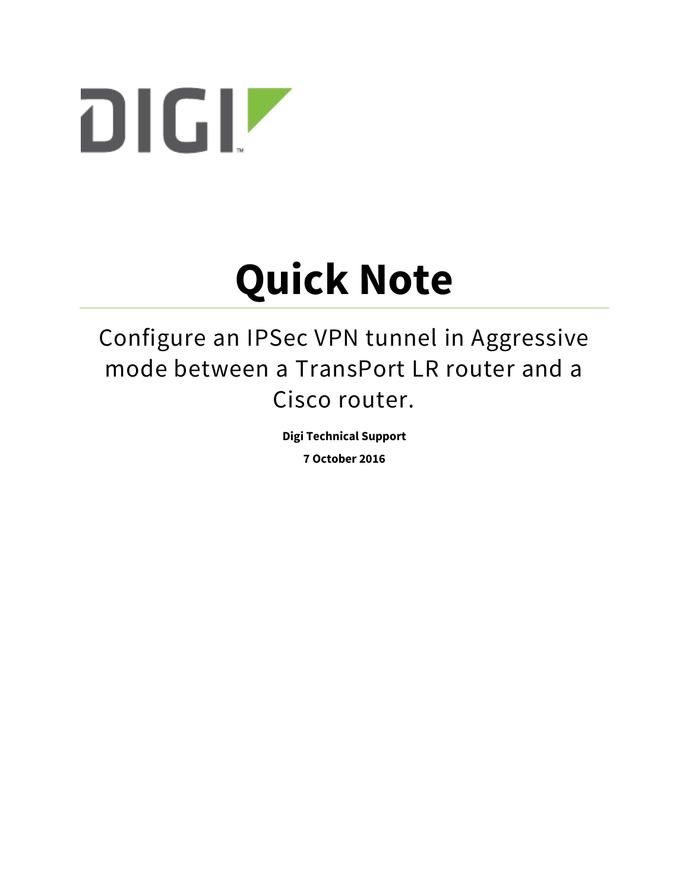# Quick Note

## Configure an IPSec VPN tunnel in Aggressive mode between a TransPort LR router and a Cisco router.

**Digi Technical Support**

**7 October 2016**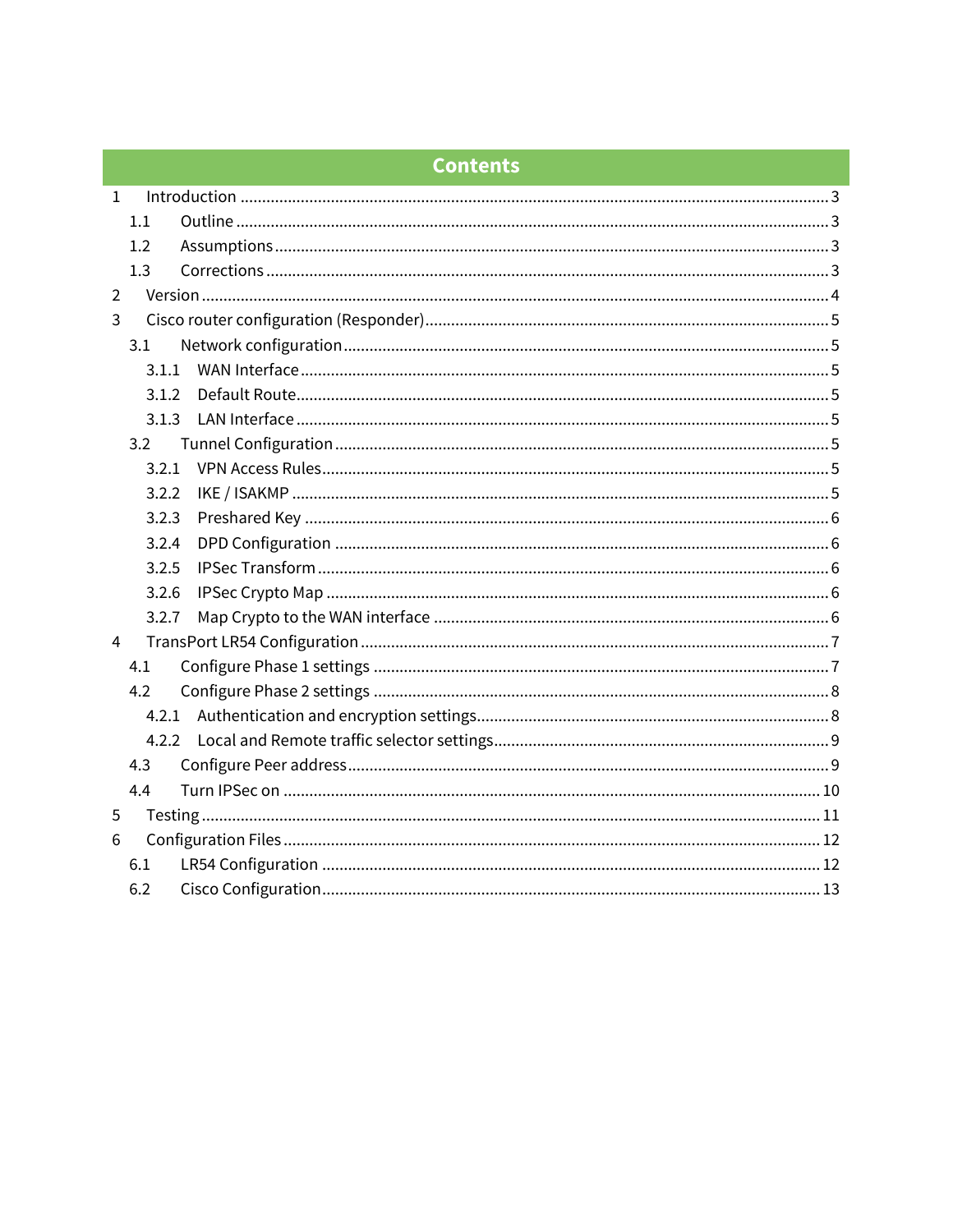# Contents

1 Introduction .......... 3
 1.1 Outline .......... 3
 1.2 Assumptions .......... 3
 1.3 Corrections .......... 3
2 Version .......... 4
3 Cisco router configuration (Responder) .......... 5
 3.1 Network configuration .......... 5
  3.1.1 WAN Interface .......... 5
  3.1.2 Default Route .......... 5
  3.1.3 LAN Interface .......... 5
 3.2 Tunnel Configuration .......... 5
  3.2.1 VPN Access Rules .......... 5
  3.2.2 IKE / ISAKMP .......... 5
  3.2.3 Preshared Key .......... 6
  3.2.4 DPD Configuration .......... 6
  3.2.5 IPSec Transform .......... 6
  3.2.6 IPSec Crypto Map .......... 6
  3.2.7 Map Crypto to the WAN interface .......... 6
4 TransPort LR54 Configuration .......... 7
 4.1 Configure Phase 1 settings .......... 7
 4.2 Configure Phase 2 settings .......... 8
  4.2.1 Authentication and encryption settings .......... 8
  4.2.2 Local and Remote traffic selector settings .......... 9
 4.3 Configure Peer address .......... 9
 4.4 Turn IPSec on .......... 10
5 Testing .......... 11
6 Configuration Files .......... 12
 6.1 LR54 Configuration .......... 12
 6.2 Cisco Configuration .......... 13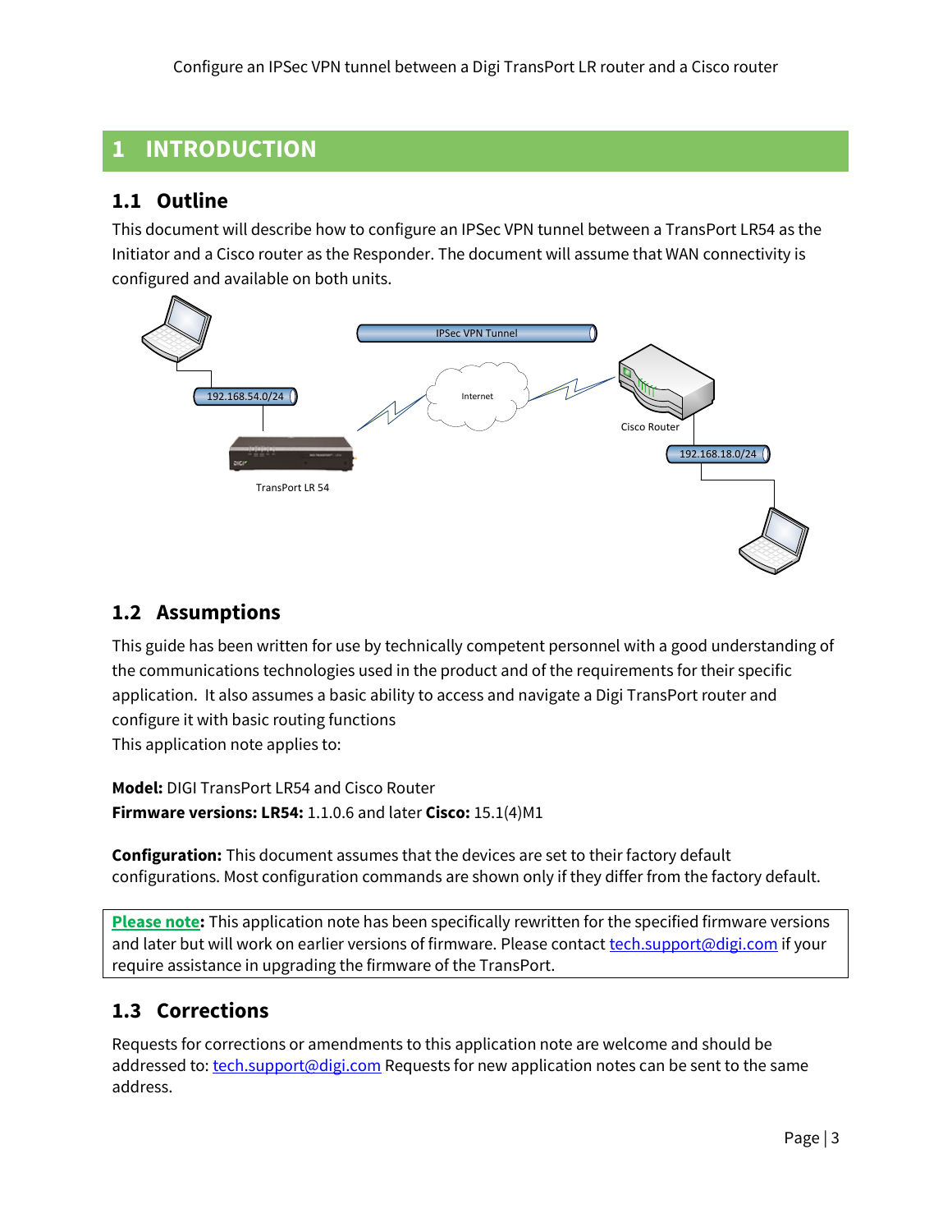# 1 INTRODUCTION

## 1.1 Outline

This document will describe how to configure an IPSec VPN tunnel between a TransPort LR54 as the Initiator and a Cisco router as the Responder. The document will assume that WAN connectivity is configured and available on both units.

## 1.2 Assumptions

This guide has been written for use by technically competent personnel with a good understanding of the communications technologies used in the product and of the requirements for their specific application. It also assumes a basic ability to access and navigate a Digi TransPort router and configure it with basic routing functions

This application note applies to:

**Model:** DIGI TransPort LR54 and Cisco Router

**Firmware versions: LR54:** 1.1.0.6 and later **Cisco:** 15.1(4)M1

**Configuration:** This document assumes that the devices are set to their factory default configurations. Most configuration commands are shown only if they differ from the factory default.

**Please note:** This application note has been specifically rewritten for the specified firmware versions and later but will work on earlier versions of firmware. Please contact tech.support@digi.com if your require assistance in upgrading the firmware of the TransPort.

## 1.3 Corrections

Requests for corrections or amendments to this application note are welcome and should be addressed to: tech.support@digi.com Requests for new application notes can be sent to the same address.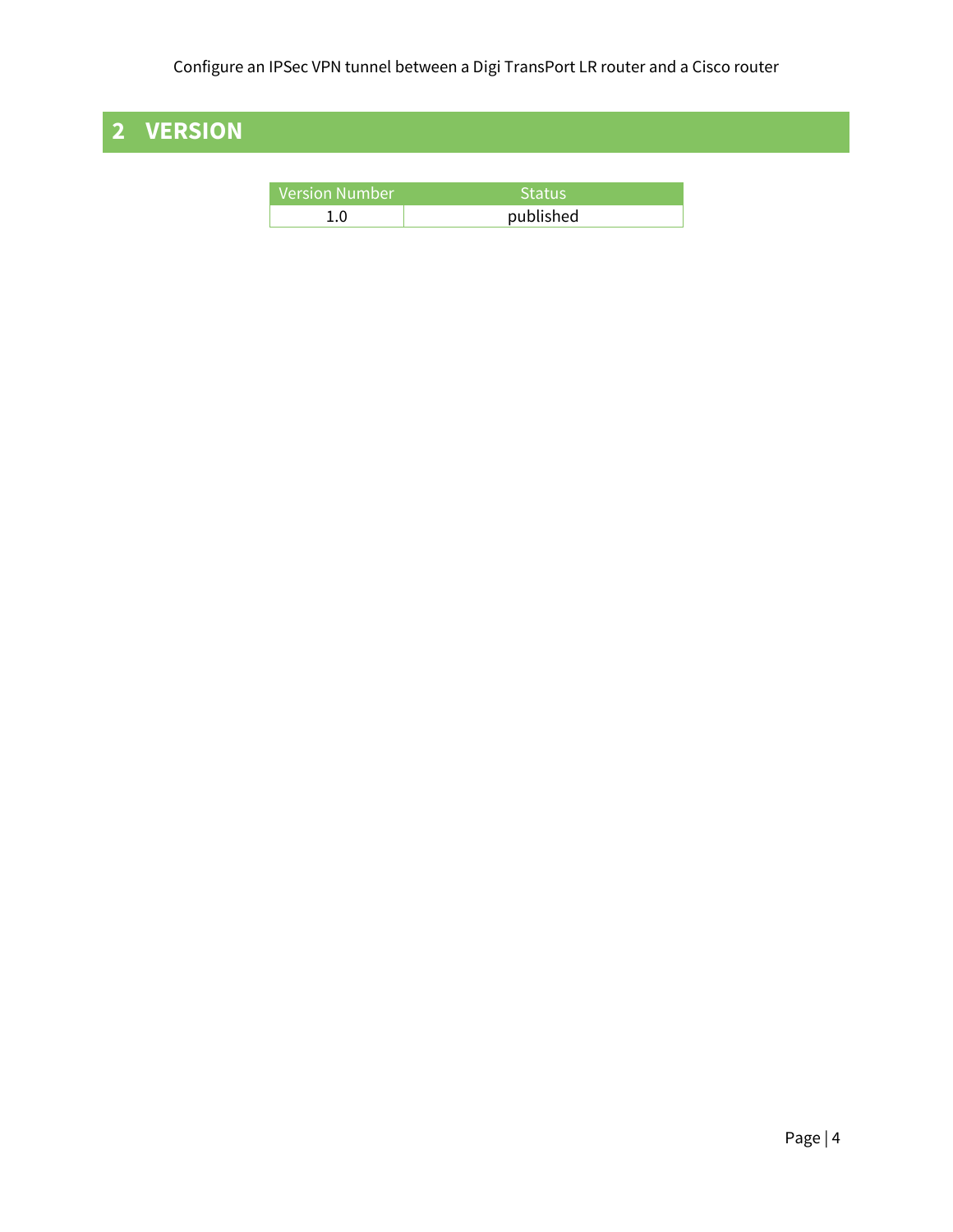# 2 VERSION

| Version Number | Status |
| --- | --- |
| 1.0 | published |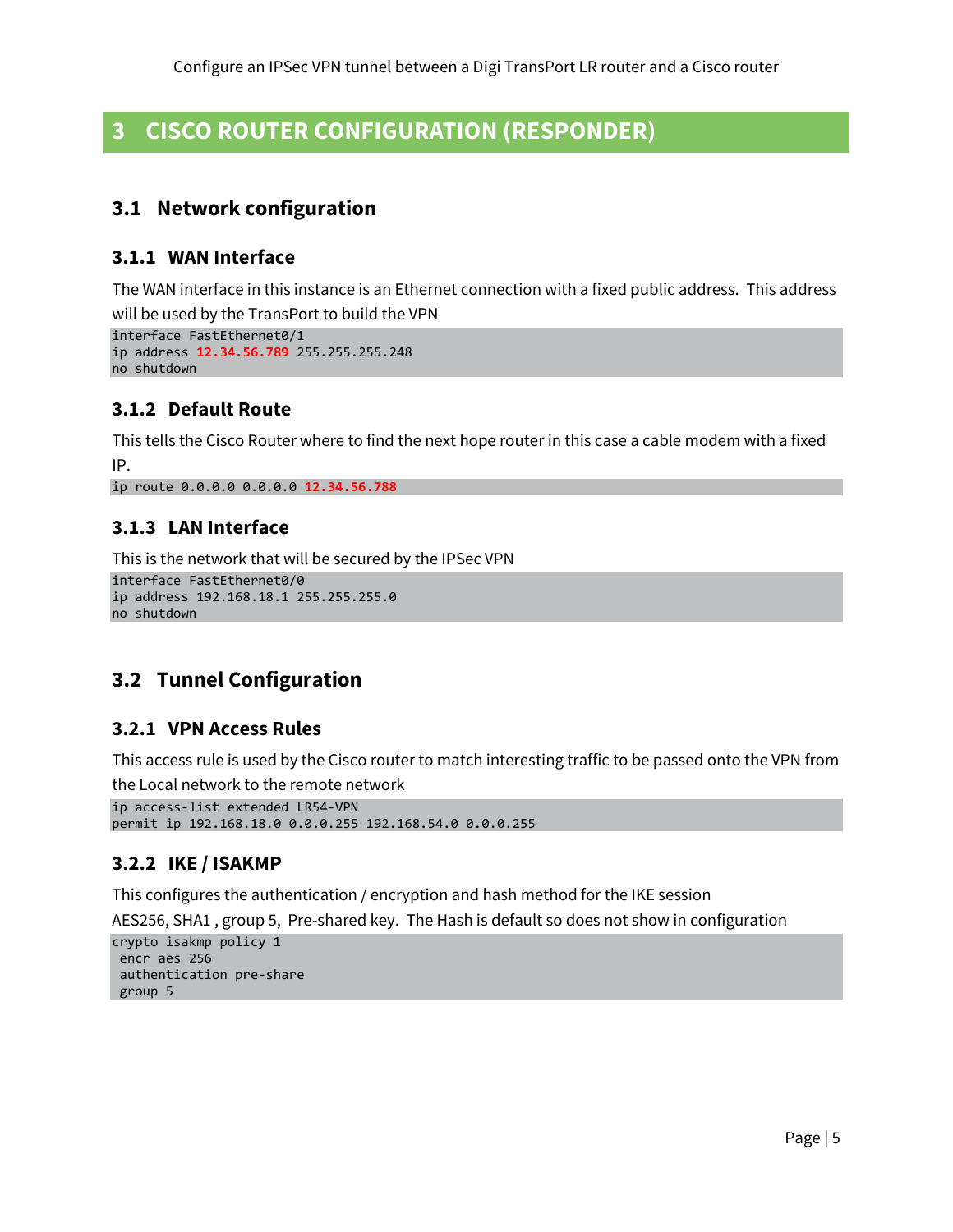# 3 CISCO ROUTER CONFIGURATION (RESPONDER)

## 3.1 Network configuration

### 3.1.1 WAN Interface

The WAN interface in this instance is an Ethernet connection with a fixed public address. This address will be used by the TransPort to build the VPN

```
interface FastEthernet0/1
ip address 12.34.56.789 255.255.255.248
no shutdown
```

### 3.1.2 Default Route

This tells the Cisco Router where to find the next hope router in this case a cable modem with a fixed IP.

```
ip route 0.0.0.0 0.0.0.0 12.34.56.788
```

### 3.1.3 LAN Interface

This is the network that will be secured by the IPSec VPN

```
interface FastEthernet0/0
ip address 192.168.18.1 255.255.255.0
no shutdown
```

## 3.2 Tunnel Configuration

### 3.2.1 VPN Access Rules

This access rule is used by the Cisco router to match interesting traffic to be passed onto the VPN from the Local network to the remote network

```
ip access-list extended LR54-VPN
permit ip 192.168.18.0 0.0.0.255 192.168.54.0 0.0.0.255
```

### 3.2.2 IKE / ISAKMP

This configures the authentication / encryption and hash method for the IKE session

AES256, SHA1 , group 5, Pre-shared key. The Hash is default so does not show in configuration

```
crypto isakmp policy 1
 encr aes 256
 authentication pre-share
 group 5
```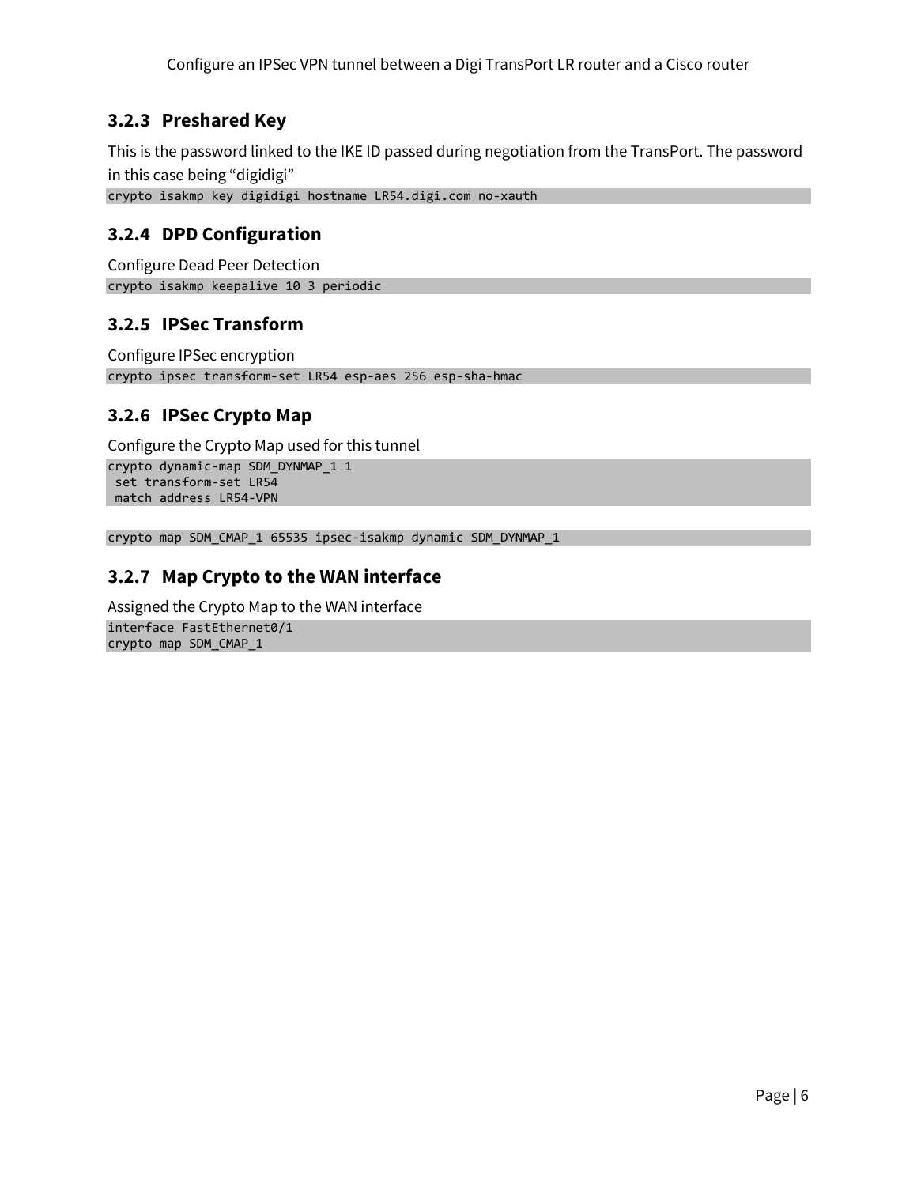### 3.2.3 Preshared Key

This is the password linked to the IKE ID passed during negotiation from the TransPort. The password in this case being “digidigi”

```
crypto isakmp key digidigi hostname LR54.digi.com no-xauth
```

### 3.2.4 DPD Configuration

Configure Dead Peer Detection

```
crypto isakmp keepalive 10 3 periodic
```

### 3.2.5 IPSec Transform

Configure IPSec encryption

```
crypto ipsec transform-set LR54 esp-aes 256 esp-sha-hmac
```

### 3.2.6 IPSec Crypto Map

Configure the Crypto Map used for this tunnel

```
crypto dynamic-map SDM_DYNMAP_1 1
 set transform-set LR54
 match address LR54-VPN
```

```
crypto map SDM_CMAP_1 65535 ipsec-isakmp dynamic SDM_DYNMAP_1
```

### 3.2.7 Map Crypto to the WAN interface

Assigned the Crypto Map to the WAN interface

```
interface FastEthernet0/1
crypto map SDM_CMAP_1
```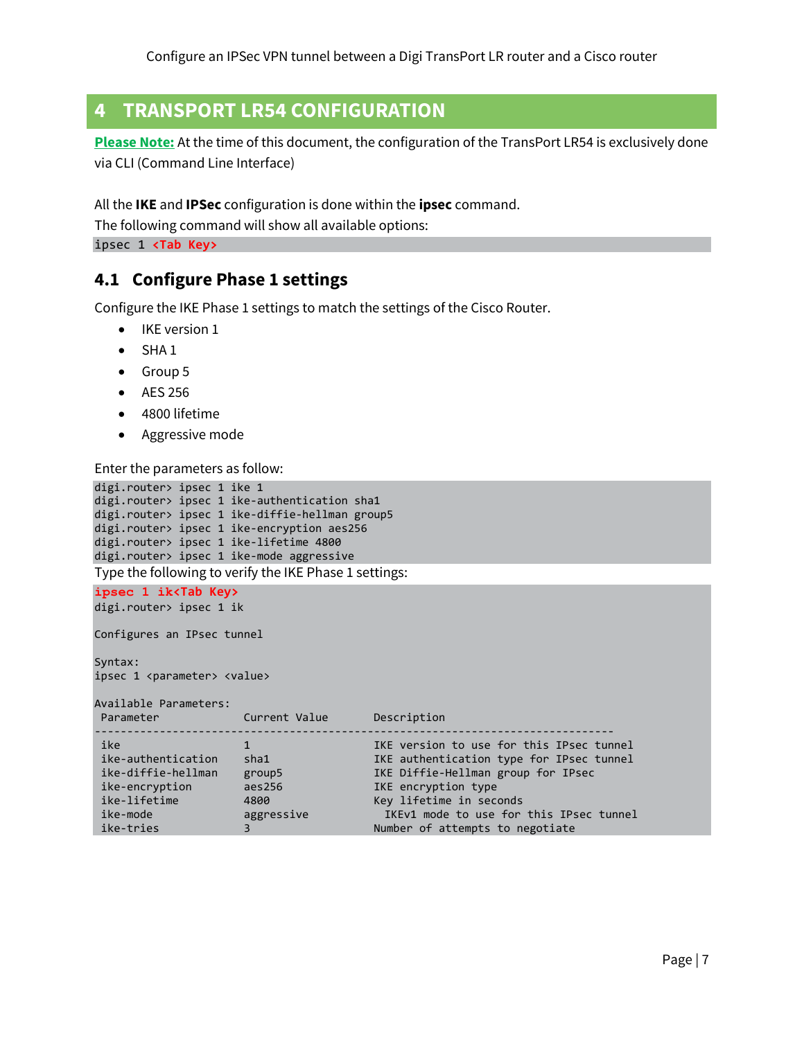# 4 TRANSPORT LR54 CONFIGURATION

**Please Note:** At the time of this document, the configuration of the TransPort LR54 is exclusively done via CLI (Command Line Interface)

All the **IKE** and **IPSec** configuration is done within the **ipsec** command.
The following command will show all available options:

```
ipsec 1 <Tab Key>
```

## 4.1 Configure Phase 1 settings

Configure the IKE Phase 1 settings to match the settings of the Cisco Router.

- IKE version 1
- SHA 1
- Group 5
- AES 256
- 4800 lifetime
- Aggressive mode

Enter the parameters as follow:

```
digi.router> ipsec 1 ike 1
digi.router> ipsec 1 ike-authentication sha1
digi.router> ipsec 1 ike-diffie-hellman group5
digi.router> ipsec 1 ike-encryption aes256
digi.router> ipsec 1 ike-lifetime 4800
digi.router> ipsec 1 ike-mode aggressive
```

Type the following to verify the IKE Phase 1 settings:

```
ipsec 1 ik<Tab Key>
digi.router> ipsec 1 ik

Configures an IPsec tunnel

Syntax:
ipsec 1 <parameter> <value>

Available Parameters:
 Parameter              Current Value        Description
-------------------------------------------------------------------------------
 ike                    1                    IKE version to use for this IPsec tunnel
 ike-authentication     sha1                 IKE authentication type for IPsec tunnel
 ike-diffie-hellman     group5               IKE Diffie-Hellman group for IPsec
 ike-encryption         aes256               IKE encryption type
 ike-lifetime           4800                 Key lifetime in seconds
 ike-mode               aggressive             IKEv1 mode to use for this IPsec tunnel
 ike-tries              3                    Number of attempts to negotiate
```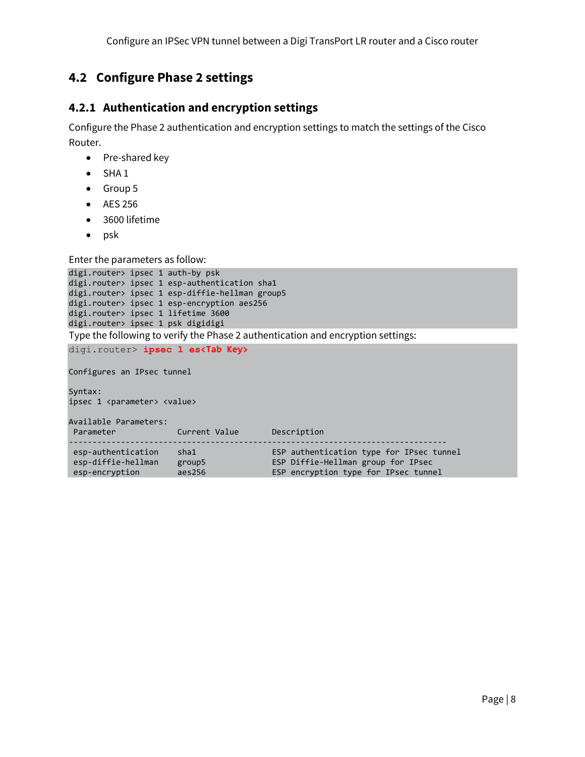## 4.2 Configure Phase 2 settings

### 4.2.1 Authentication and encryption settings

Configure the Phase 2 authentication and encryption settings to match the settings of the Cisco Router.

- Pre-shared key
- SHA 1
- Group 5
- AES 256
- 3600 lifetime
- psk

Enter the parameters as follow:

```
digi.router> ipsec 1 auth-by psk
digi.router> ipsec 1 esp-authentication sha1
digi.router> ipsec 1 esp-diffie-hellman group5
digi.router> ipsec 1 esp-encryption aes256
digi.router> ipsec 1 lifetime 3600
digi.router> ipsec 1 psk digidigi
```

Type the following to verify the Phase 2 authentication and encryption settings:

```
digi.router> ipsec 1 es<Tab Key>

Configures an IPsec tunnel

Syntax:
ipsec 1 <parameter> <value>

Available Parameters:
 Parameter             Current Value       Description
--------------------------------------------------------------------------------
 esp-authentication    sha1                ESP authentication type for IPsec tunnel
 esp-diffie-hellman    group5              ESP Diffie-Hellman group for IPsec
 esp-encryption        aes256              ESP encryption type for IPsec tunnel
```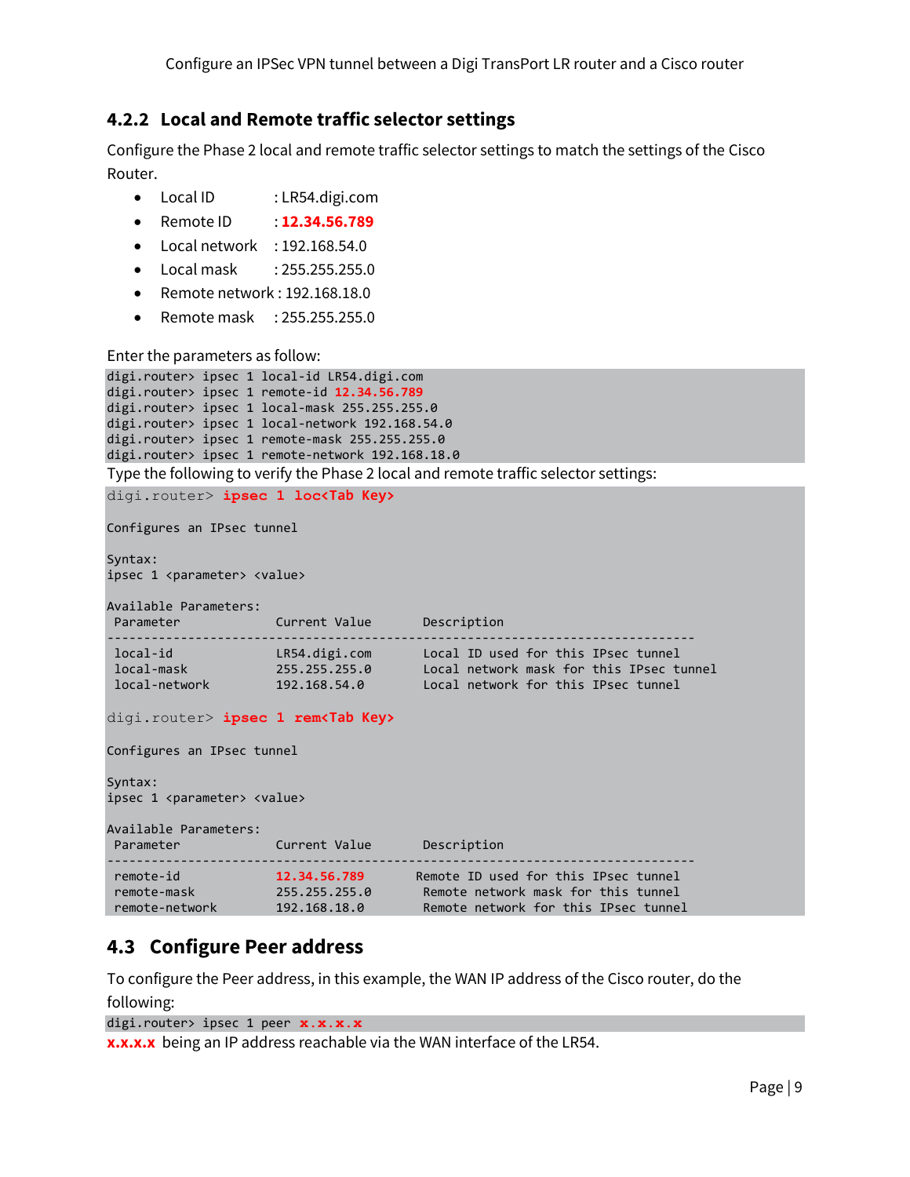### 4.2.2 Local and Remote traffic selector settings

Configure the Phase 2 local and remote traffic selector settings to match the settings of the Cisco Router.

- Local ID : LR54.digi.com
- Remote ID : **12.34.56.789**
- Local network : 192.168.54.0
- Local mask : 255.255.255.0
- Remote network : 192.168.18.0
- Remote mask : 255.255.255.0

Enter the parameters as follow:

```
digi.router> ipsec 1 local-id LR54.digi.com
digi.router> ipsec 1 remote-id 12.34.56.789
digi.router> ipsec 1 local-mask 255.255.255.0
digi.router> ipsec 1 local-network 192.168.54.0
digi.router> ipsec 1 remote-mask 255.255.255.0
digi.router> ipsec 1 remote-network 192.168.18.0
```

Type the following to verify the Phase 2 local and remote traffic selector settings:

```
digi.router> ipsec 1 loc<Tab Key>

Configures an IPsec tunnel

Syntax:
ipsec 1 <parameter> <value>

Available Parameters:
 Parameter              Current Value       Description
--------------------------------------------------------------------------------
 local-id               LR54.digi.com       Local ID used for this IPsec tunnel
 local-mask             255.255.255.0       Local network mask for this IPsec tunnel
 local-network          192.168.54.0        Local network for this IPsec tunnel

digi.router> ipsec 1 rem<Tab Key>

Configures an IPsec tunnel

Syntax:
ipsec 1 <parameter> <value>

Available Parameters:
 Parameter              Current Value       Description
--------------------------------------------------------------------------------
 remote-id              12.34.56.789       Remote ID used for this IPsec tunnel
 remote-mask            255.255.255.0       Remote network mask for this tunnel
 remote-network         192.168.18.0        Remote network for this IPsec tunnel
```

## 4.3 Configure Peer address

To configure the Peer address, in this example, the WAN IP address of the Cisco router, do the following:

```
digi.router> ipsec 1 peer x.x.x.x
```

**x.x.x.x** being an IP address reachable via the WAN interface of the LR54.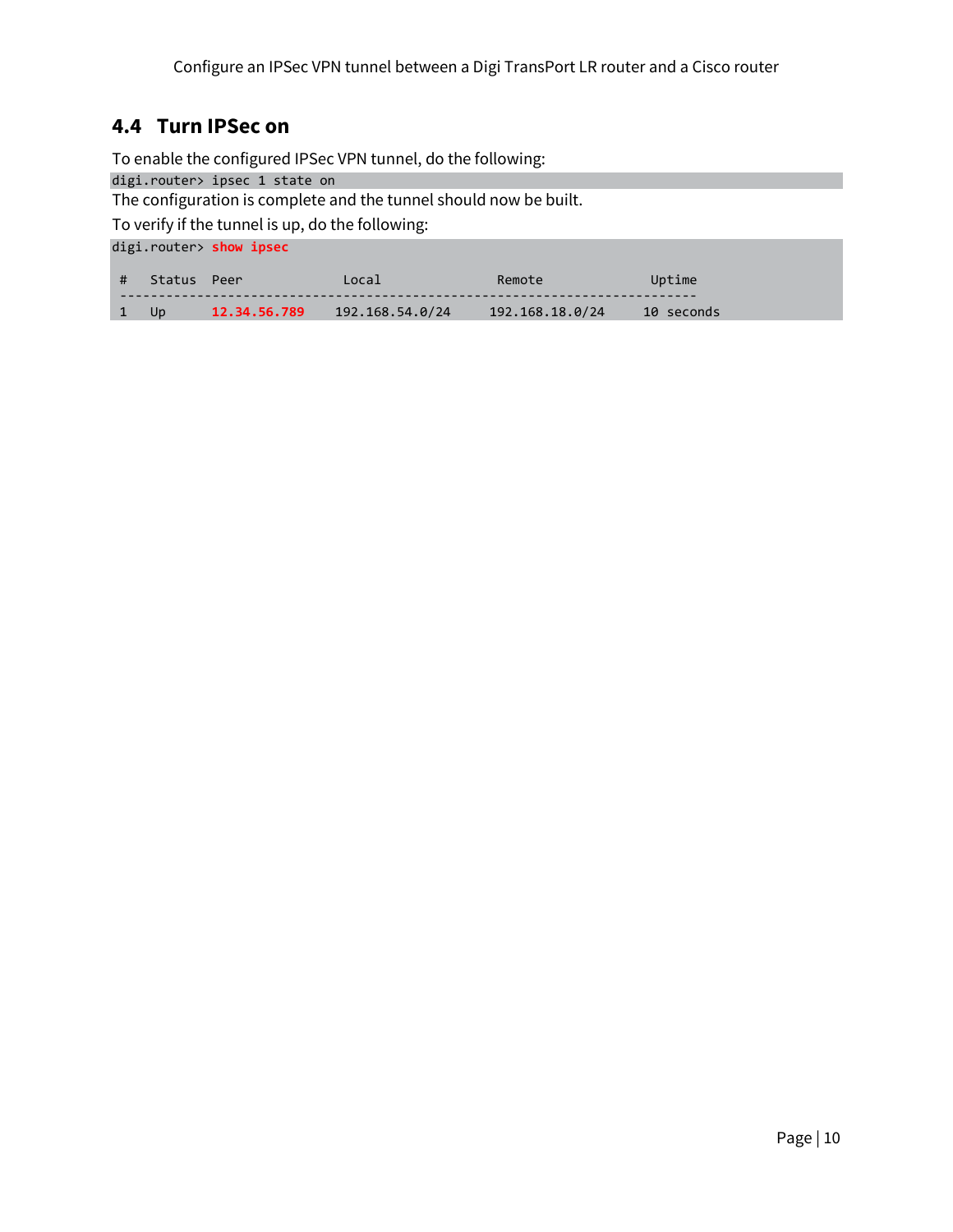## 4.4 Turn IPSec on

To enable the configured IPSec VPN tunnel, do the following:

```
digi.router> ipsec 1 state on
```

The configuration is complete and the tunnel should now be built.

To verify if the tunnel is up, do the following:

```
digi.router> show ipsec

 #   Status  Peer             Local              Remote             Uptime
 ---------------------------------------------------------------------------
 1   Up      12.34.56.789    192.168.54.0/24    192.168.18.0/24    10 seconds
```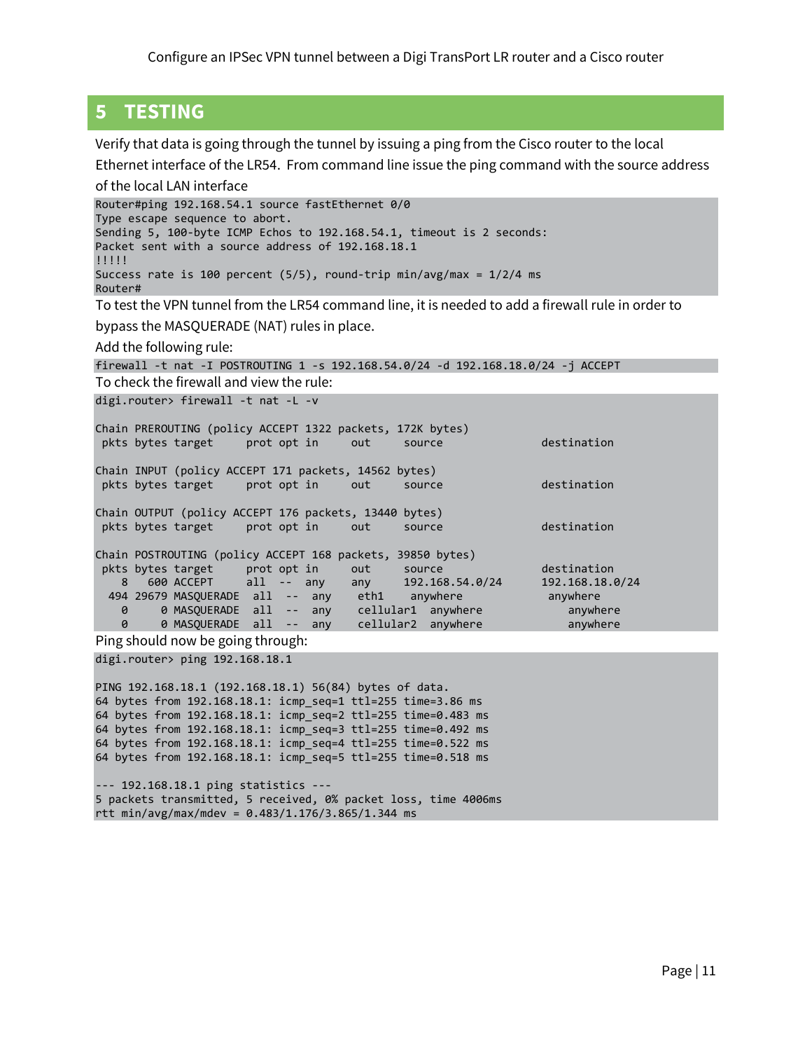# 5 TESTING

Verify that data is going through the tunnel by issuing a ping from the Cisco router to the local Ethernet interface of the LR54. From command line issue the ping command with the source address of the local LAN interface

```
Router#ping 192.168.54.1 source fastEthernet 0/0
Type escape sequence to abort.
Sending 5, 100-byte ICMP Echos to 192.168.54.1, timeout is 2 seconds:
Packet sent with a source address of 192.168.18.1
!!!!!
Success rate is 100 percent (5/5), round-trip min/avg/max = 1/2/4 ms
Router#
```

To test the VPN tunnel from the LR54 command line, it is needed to add a firewall rule in order to bypass the MASQUERADE (NAT) rules in place.

Add the following rule:

```
firewall -t nat -I POSTROUTING 1 -s 192.168.54.0/24 -d 192.168.18.0/24 -j ACCEPT
```

To check the firewall and view the rule:

```
digi.router> firewall -t nat -L -v

Chain PREROUTING (policy ACCEPT 1322 packets, 172K bytes)
 pkts bytes target     prot opt in     out     source               destination

Chain INPUT (policy ACCEPT 171 packets, 14562 bytes)
 pkts bytes target     prot opt in     out     source               destination

Chain OUTPUT (policy ACCEPT 176 packets, 13440 bytes)
 pkts bytes target     prot opt in     out     source               destination

Chain POSTROUTING (policy ACCEPT 168 packets, 39850 bytes)
 pkts bytes target     prot opt in     out     source               destination
    8   600 ACCEPT     all  --  any    any     192.168.54.0/24      192.168.18.0/24
  494 29679 MASQUERADE  all  --  any    eth1    anywhere             anywhere
    0     0 MASQUERADE  all  --  any    cellular1  anywhere             anywhere
    0     0 MASQUERADE  all  --  any    cellular2  anywhere             anywhere
```

Ping should now be going through:

```
digi.router> ping 192.168.18.1

PING 192.168.18.1 (192.168.18.1) 56(84) bytes of data.
64 bytes from 192.168.18.1: icmp_seq=1 ttl=255 time=3.86 ms
64 bytes from 192.168.18.1: icmp_seq=2 ttl=255 time=0.483 ms
64 bytes from 192.168.18.1: icmp_seq=3 ttl=255 time=0.492 ms
64 bytes from 192.168.18.1: icmp_seq=4 ttl=255 time=0.522 ms
64 bytes from 192.168.18.1: icmp_seq=5 ttl=255 time=0.518 ms

--- 192.168.18.1 ping statistics ---
5 packets transmitted, 5 received, 0% packet loss, time 4006ms
rtt min/avg/max/mdev = 0.483/1.176/3.865/1.344 ms
```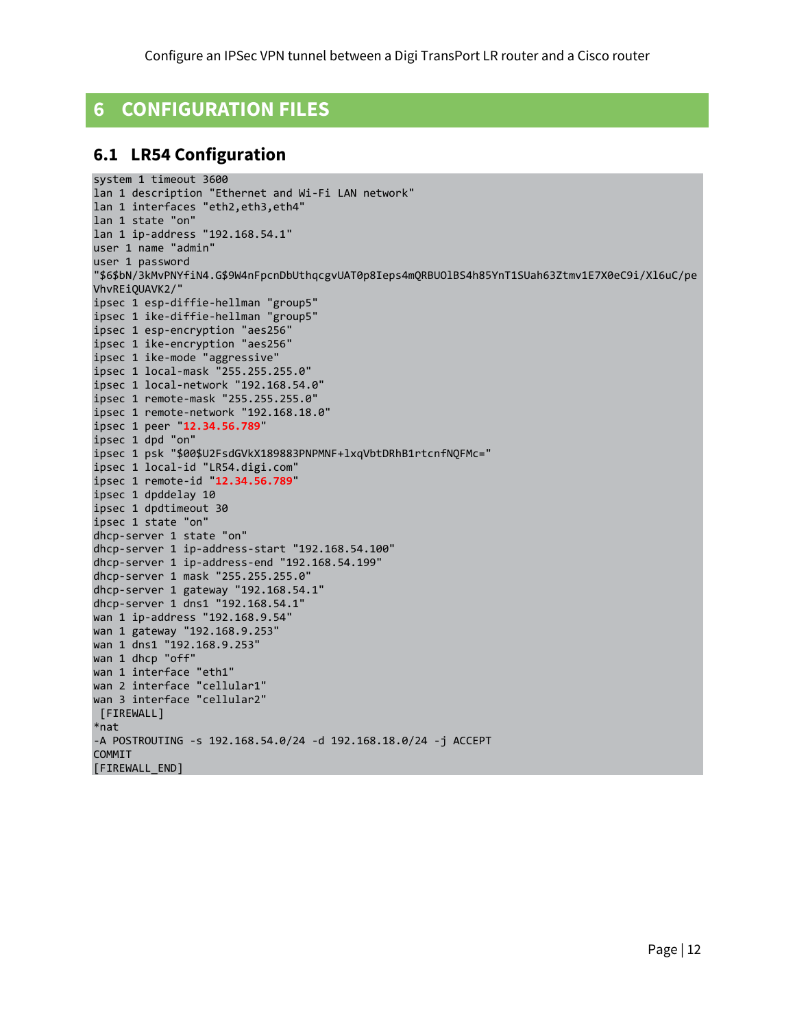# 6 CONFIGURATION FILES

## 6.1 LR54 Configuration

```
system 1 timeout 3600
lan 1 description "Ethernet and Wi-Fi LAN network"
lan 1 interfaces "eth2,eth3,eth4"
lan 1 state "on"
lan 1 ip-address "192.168.54.1"
user 1 name "admin"
user 1 password
"$6$bN/3kMvPNYfiN4.G$9W4nFpcnDbUthqcgvUAT0p8Ieps4mQRBUOlBS4h85YnT1SUah63Ztmv1E7X0eC9i/Xl6uC/pe
VhvREiQUAVK2/"
ipsec 1 esp-diffie-hellman "group5"
ipsec 1 ike-diffie-hellman "group5"
ipsec 1 esp-encryption "aes256"
ipsec 1 ike-encryption "aes256"
ipsec 1 ike-mode "aggressive"
ipsec 1 local-mask "255.255.255.0"
ipsec 1 local-network "192.168.54.0"
ipsec 1 remote-mask "255.255.255.0"
ipsec 1 remote-network "192.168.18.0"
ipsec 1 peer "12.34.56.789"
ipsec 1 dpd "on"
ipsec 1 psk "$00$U2FsdGVkX189883PNPMNF+lxqVbtDRhB1rtcnfNQFMc="
ipsec 1 local-id "LR54.digi.com"
ipsec 1 remote-id "12.34.56.789"
ipsec 1 dpddelay 10
ipsec 1 dpdtimeout 30
ipsec 1 state "on"
dhcp-server 1 state "on"
dhcp-server 1 ip-address-start "192.168.54.100"
dhcp-server 1 ip-address-end "192.168.54.199"
dhcp-server 1 mask "255.255.255.0"
dhcp-server 1 gateway "192.168.54.1"
dhcp-server 1 dns1 "192.168.54.1"
wan 1 ip-address "192.168.9.54"
wan 1 gateway "192.168.9.253"
wan 1 dns1 "192.168.9.253"
wan 1 dhcp "off"
wan 1 interface "eth1"
wan 2 interface "cellular1"
wan 3 interface "cellular2"
 [FIREWALL]
*nat
-A POSTROUTING -s 192.168.54.0/24 -d 192.168.18.0/24 -j ACCEPT
COMMIT
[FIREWALL_END]
```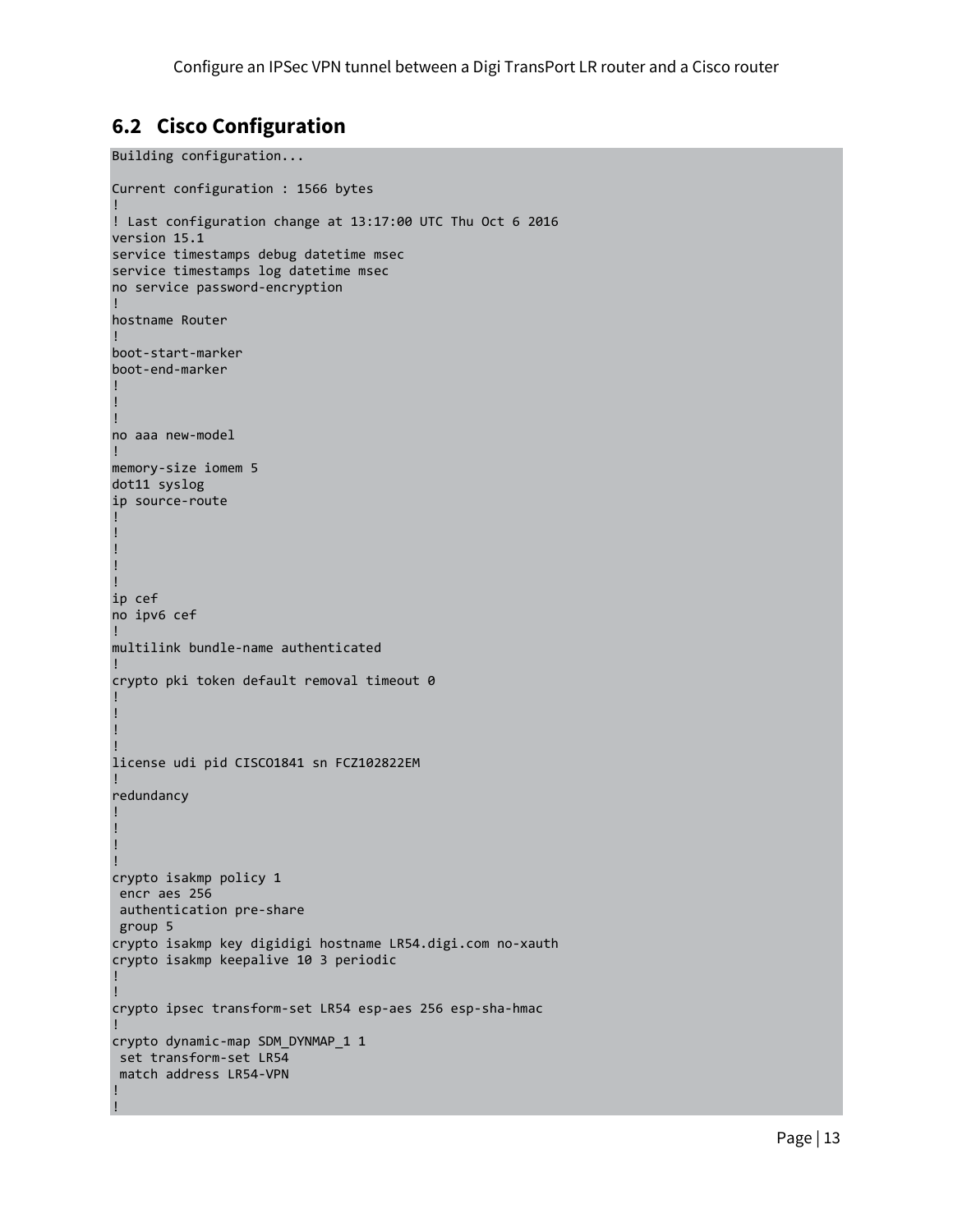## 6.2 Cisco Configuration

```
Building configuration...

Current configuration : 1566 bytes
!
! Last configuration change at 13:17:00 UTC Thu Oct 6 2016
version 15.1
service timestamps debug datetime msec
service timestamps log datetime msec
no service password-encryption
!
hostname Router
!
boot-start-marker
boot-end-marker
!
!
!
no aaa new-model
!
memory-size iomem 5
dot11 syslog
ip source-route
!
!
!
!
!
ip cef
no ipv6 cef
!
multilink bundle-name authenticated
!
crypto pki token default removal timeout 0
!
!
!
!
license udi pid CISCO1841 sn FCZ102822EM
!
redundancy
!
!
!
!
crypto isakmp policy 1
 encr aes 256
 authentication pre-share
 group 5
crypto isakmp key digidigi hostname LR54.digi.com no-xauth
crypto isakmp keepalive 10 3 periodic
!
!
crypto ipsec transform-set LR54 esp-aes 256 esp-sha-hmac
!
crypto dynamic-map SDM_DYNMAP_1 1
 set transform-set LR54
 match address LR54-VPN
!
!
```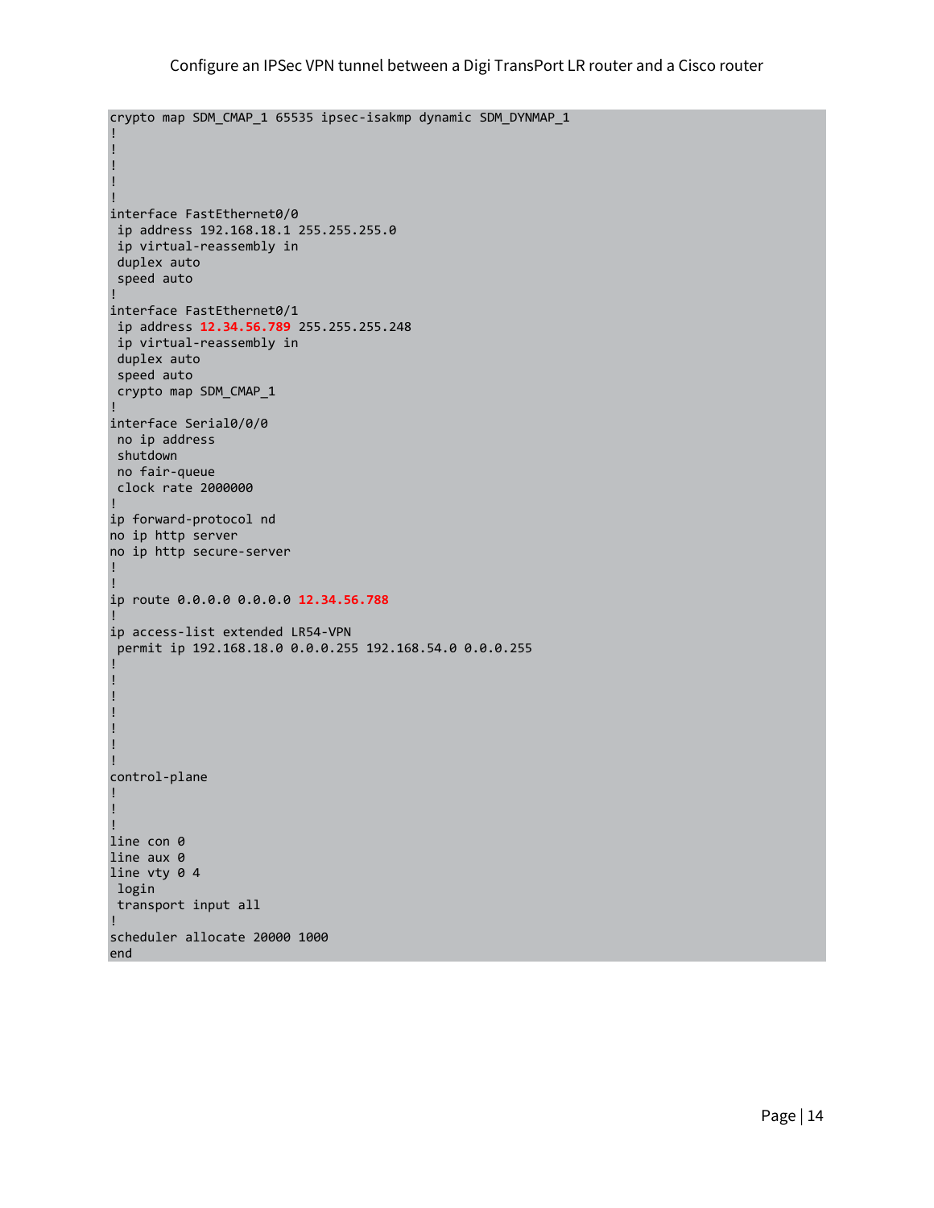```
crypto map SDM_CMAP_1 65535 ipsec-isakmp dynamic SDM_DYNMAP_1
!
!
!
!
!
interface FastEthernet0/0
 ip address 192.168.18.1 255.255.255.0
 ip virtual-reassembly in
 duplex auto
 speed auto
!
interface FastEthernet0/1
 ip address 12.34.56.789 255.255.255.248
 ip virtual-reassembly in
 duplex auto
 speed auto
 crypto map SDM_CMAP_1
!
interface Serial0/0/0
 no ip address
 shutdown
 no fair-queue
 clock rate 2000000
!
ip forward-protocol nd
no ip http server
no ip http secure-server
!
!
ip route 0.0.0.0 0.0.0.0 12.34.56.788
!
ip access-list extended LR54-VPN
 permit ip 192.168.18.0 0.0.0.255 192.168.54.0 0.0.0.255
!
!
!
!
!
!
!
control-plane
!
!
!
line con 0
line aux 0
line vty 0 4
 login
 transport input all
!
scheduler allocate 20000 1000
end
```